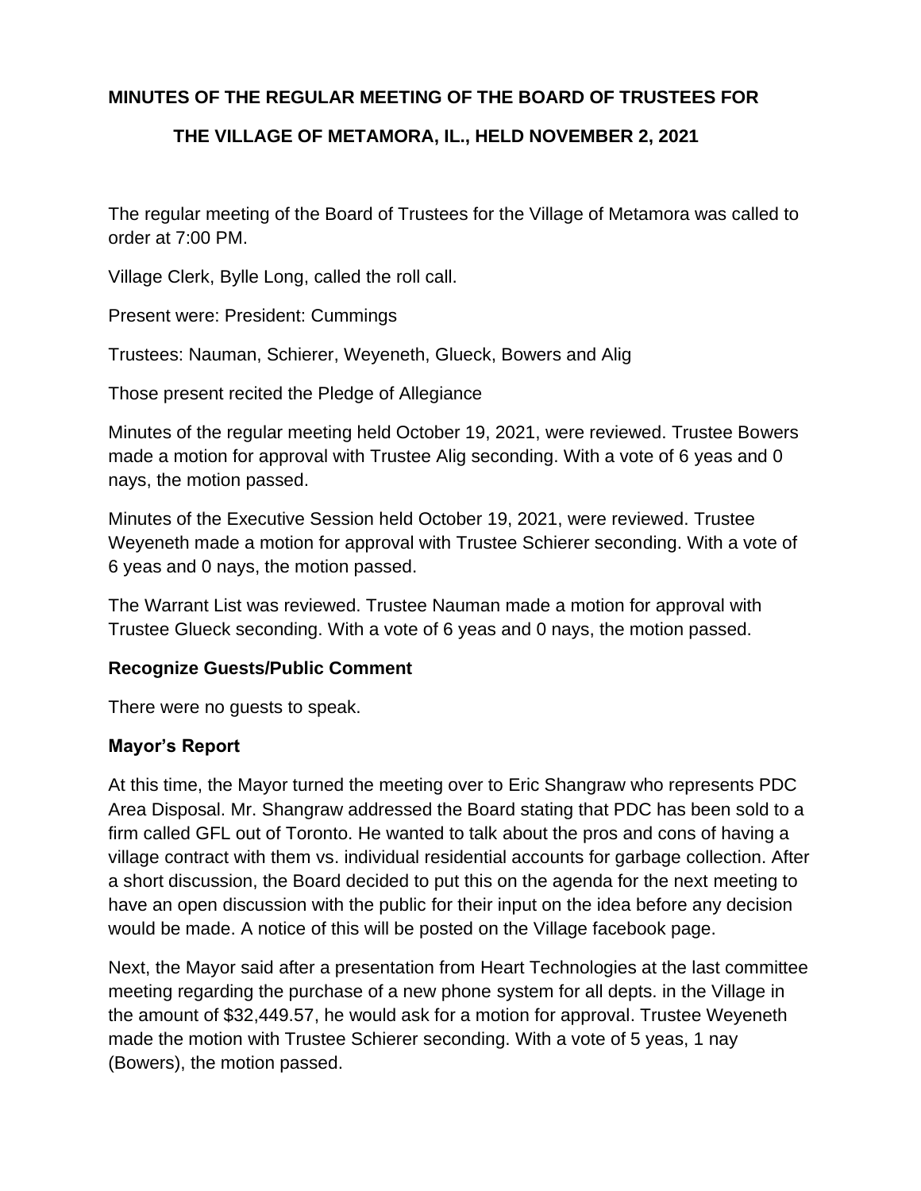**MINUTES OF THE REGULAR MEETING OF THE BOARD OF TRUSTEES FOR THE VILLAGE OF METAMORA, IL., HELD NOVEMBER 2, 2021**

The regular meeting of the Board of Trustees for the Village of Metamora was called to order at 7:00 PM.

Village Clerk, Bylle Long, called the roll call.

Present were: President: Cummings

Trustees: Nauman, Schierer, Weyeneth, Glueck, Bowers and Alig

Those present recited the Pledge of Allegiance

Minutes of the regular meeting held October 19, 2021, were reviewed. Trustee Bowers made a motion for approval with Trustee Alig seconding. With a vote of 6 yeas and 0 nays, the motion passed.

Minutes of the Executive Session held October 19, 2021, were reviewed. Trustee Weyeneth made a motion for approval with Trustee Schierer seconding. With a vote of 6 yeas and 0 nays, the motion passed.

The Warrant List was reviewed. Trustee Nauman made a motion for approval with Trustee Glueck seconding. With a vote of 6 yeas and 0 nays, the motion passed.

**Recognize Guests/Public Comment**

There were no guests to speak.

**Mayor's Report**

At this time, the Mayor turned the meeting over to Eric Shangraw who represents PDC Area Disposal. Mr. Shangraw addressed the Board stating that PDC has been sold to a firm called GFL out of Toronto. He wanted to talk about the pros and cons of having a village contract with them vs. individual residential accounts for garbage collection. After a short discussion, the Board decided to put this on the agenda for the next meeting to have an open discussion with the public for their input on the idea before any decision would be made. A notice of this will be posted on the Village facebook page.

Next, the Mayor said after a presentation from Heart Technologies at the last committee meeting regarding the purchase of a new phone system for all depts. in the Village in the amount of $32,449.57, he would ask for a motion for approval. Trustee Weyeneth made the motion with Trustee Schierer seconding. With a vote of 5 yeas, 1 nay (Bowers), the motion passed.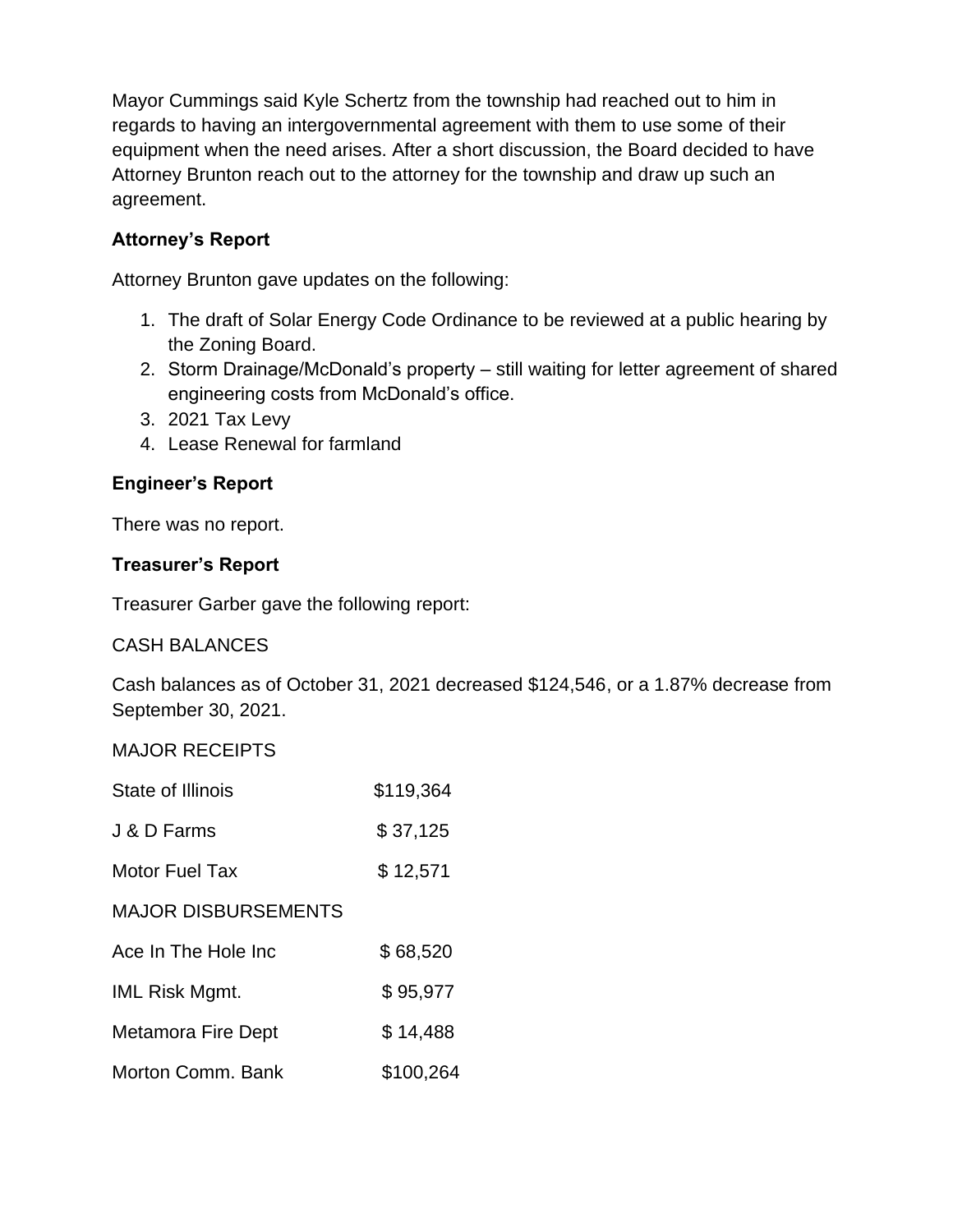Mayor Cummings said Kyle Schertz from the township had reached out to him in regards to having an intergovernmental agreement with them to use some of their equipment when the need arises. After a short discussion, the Board decided to have Attorney Brunton reach out to the attorney for the township and draw up such an agreement.

### Attorney's Report

Attorney Brunton gave updates on the following:

1. The draft of Solar Energy Code Ordinance to be reviewed at a public hearing by the Zoning Board.
2. Storm Drainage/McDonald's property – still waiting for letter agreement of shared engineering costs from McDonald's office.
3. 2021 Tax Levy
4. Lease Renewal for farmland

### Engineer's Report

There was no report.

### Treasurer's Report

Treasurer Garber gave the following report:

CASH BALANCES

Cash balances as of October 31, 2021 decreased $124,546, or a 1.87% decrease from September 30, 2021.

MAJOR RECEIPTS

| | |
|---|---|
| State of Illinois | $119,364 |
| J & D Farms | $ 37,125 |
| Motor Fuel Tax | $ 12,571 |

MAJOR DISBURSEMENTS

| | |
|---|---|
| Ace In The Hole Inc | $ 68,520 |
| IML Risk Mgmt. | $ 95,977 |
| Metamora Fire Dept | $ 14,488 |
| Morton Comm. Bank | $100,264 |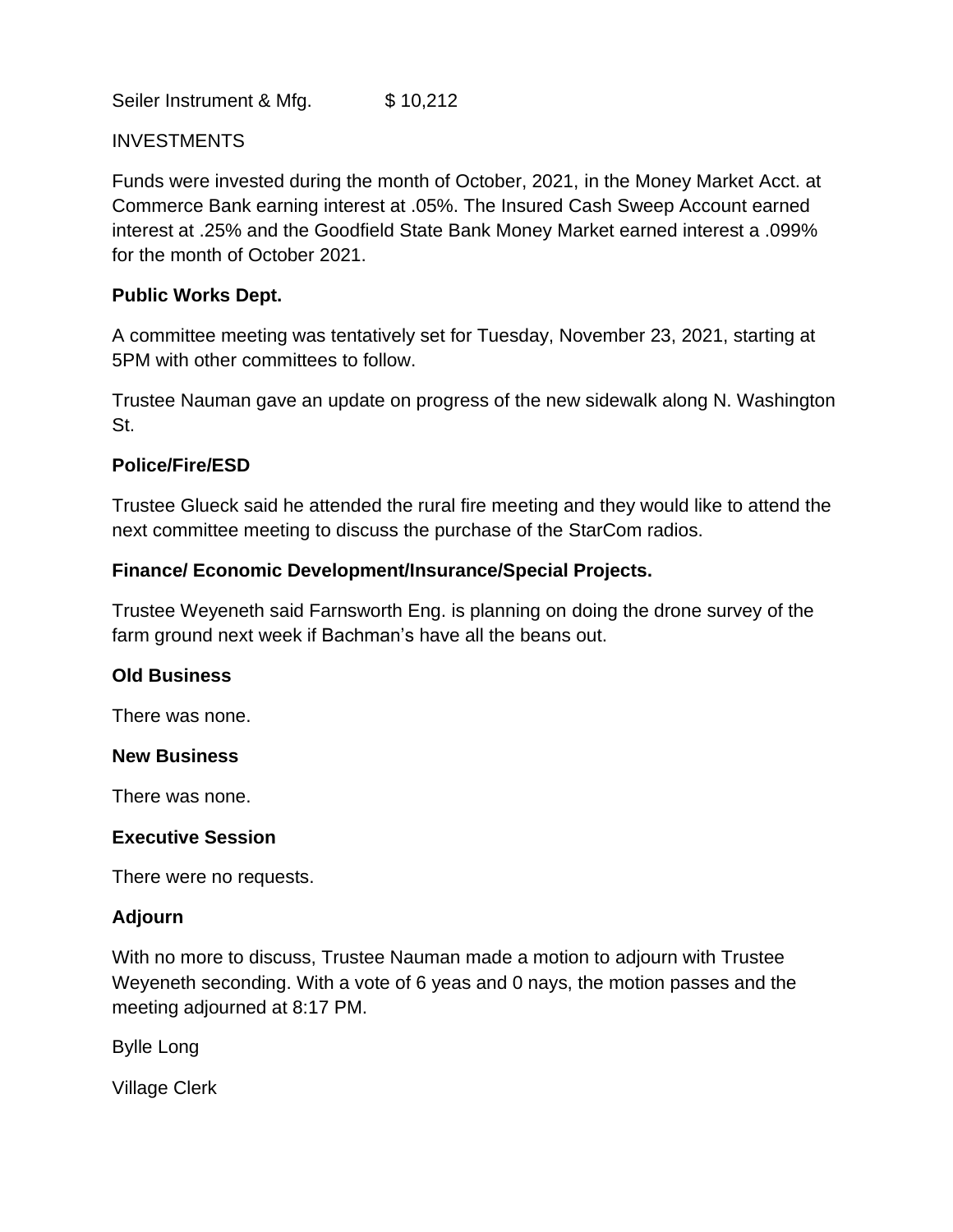Seiler Instrument & Mfg. $ 10,212

INVESTMENTS

Funds were invested during the month of October, 2021, in the Money Market Acct. at Commerce Bank earning interest at .05%. The Insured Cash Sweep Account earned interest at .25% and the Goodfield State Bank Money Market earned interest a .099% for the month of October 2021.

**Public Works Dept.**

A committee meeting was tentatively set for Tuesday, November 23, 2021, starting at 5PM with other committees to follow.

Trustee Nauman gave an update on progress of the new sidewalk along N. Washington St.

**Police/Fire/ESD**

Trustee Glueck said he attended the rural fire meeting and they would like to attend the next committee meeting to discuss the purchase of the StarCom radios.

**Finance/ Economic Development/Insurance/Special Projects.**

Trustee Weyeneth said Farnsworth Eng. is planning on doing the drone survey of the farm ground next week if Bachman's have all the beans out.

**Old Business**

There was none.

**New Business**

There was none.

**Executive Session**

There were no requests.

**Adjourn**

With no more to discuss, Trustee Nauman made a motion to adjourn with Trustee Weyeneth seconding. With a vote of 6 yeas and 0 nays, the motion passes and the meeting adjourned at 8:17 PM.

Bylle Long

Village Clerk